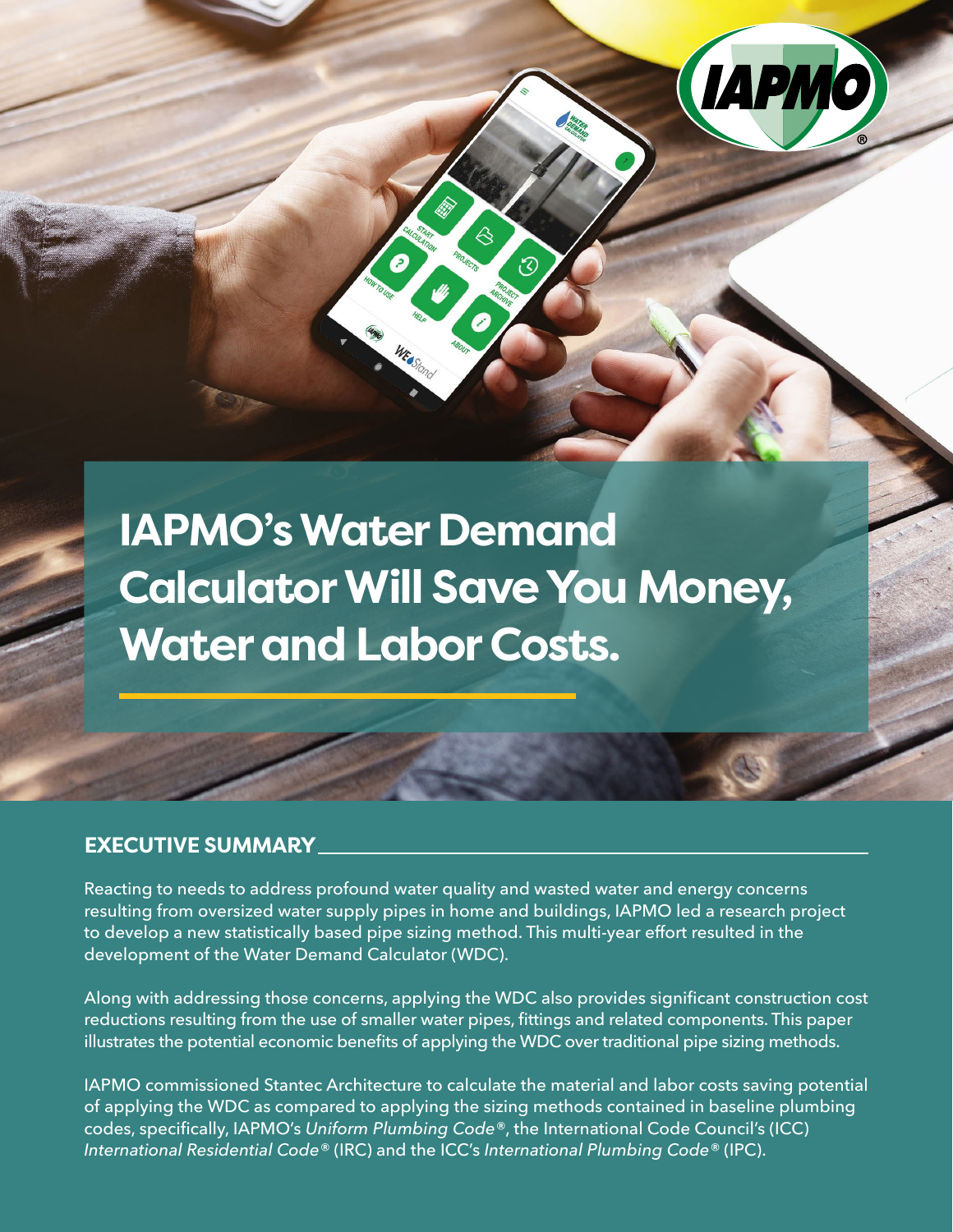# IAPMO's Water Demand Calculator Will Save You Money, Water and Labor Costs.

## EXECUTIVE SUMMARY

Reacting to needs to address profound water quality and wasted water and energy concerns resulting from oversized water supply pipes in home and buildings, IAPMO led a research project to develop a new statistically based pipe sizing method. This multi-year effort resulted in the development of the Water Demand Calculator (WDC).

Along with addressing those concerns, applying the WDC also provides significant construction cost reductions resulting from the use of smaller water pipes, fittings and related components. This paper illustrates the potential economic benefits of applying the WDC over traditional pipe sizing methods.

IAPMO commissioned Stantec Architecture to calculate the material and labor costs saving potential of applying the WDC as compared to applying the sizing methods contained in baseline plumbing codes, specifically, IAPMO's *Uniform Plumbing Code®*, the International Code Council's (ICC) *International Residential Code®* (IRC) and the ICC's *International Plumbing Code®* (IPC).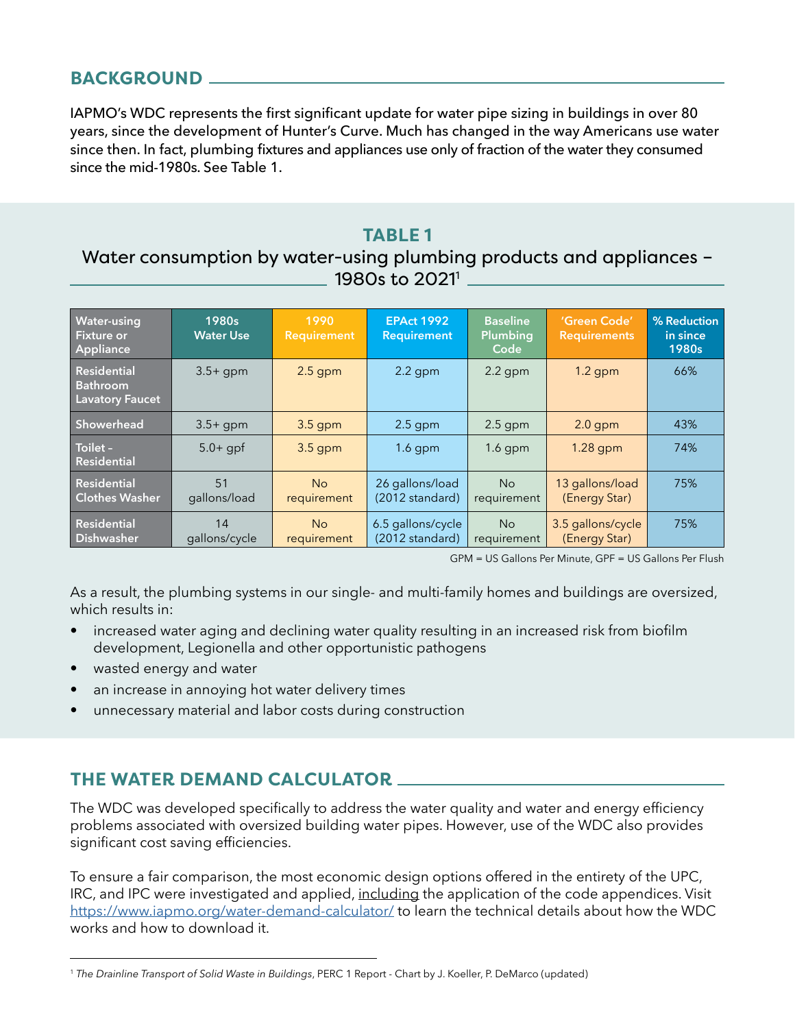## BACKGROUND

IAPMO's WDC represents the first significant update for water pipe sizing in buildings in over 80 years, since the development of Hunter's Curve. Much has changed in the way Americans use water since then. In fact, plumbing fixtures and appliances use only of fraction of the water they consumed since the mid-1980s. See Table 1.

### TABLE 1
Water consumption by water-using plumbing products and appliances – 1980s to 2021[1]

| Water-using Fixture or Appliance | 1980s Water Use | 1990 Requirement | EPAct 1992 Requirement | Baseline Plumbing Code | 'Green Code' Requirements | % Reduction in since 1980s |
|---|---|---|---|---|---|---|
| Residential Bathroom Lavatory Faucet | 3.5+ gpm | 2.5 gpm | 2.2 gpm | 2.2 gpm | 1.2 gpm | 66% |
| Showerhead | 3.5+ gpm | 3.5 gpm | 2.5 gpm | 2.5 gpm | 2.0 gpm | 43% |
| Toilet – Residential | 5.0+ gpf | 3.5 gpm | 1.6 gpm | 1.6 gpm | 1.28 gpm | 74% |
| Residential Clothes Washer | 51 gallons/load | No requirement | 26 gallons/load (2012 standard) | No requirement | 13 gallons/load (Energy Star) | 75% |
| Residential Dishwasher | 14 gallons/cycle | No requirement | 6.5 gallons/cycle (2012 standard) | No requirement | 3.5 gallons/cycle (Energy Star) | 75% |

GPM = US Gallons Per Minute, GPF = US Gallons Per Flush

As a result, the plumbing systems in our single- and multi-family homes and buildings are oversized, which results in:

- increased water aging and declining water quality resulting in an increased risk from biofilm development, Legionella and other opportunistic pathogens
- wasted energy and water
- an increase in annoying hot water delivery times
- unnecessary material and labor costs during construction

## THE WATER DEMAND CALCULATOR

The WDC was developed specifically to address the water quality and water and energy efficiency problems associated with oversized building water pipes. However, use of the WDC also provides significant cost saving efficiencies.

To ensure a fair comparison, the most economic design options offered in the entirety of the UPC, IRC, and IPC were investigated and applied, including the application of the code appendices. Visit https://www.iapmo.org/water-demand-calculator/ to learn the technical details about how the WDC works and how to download it.

[1] *The Drainline Transport of Solid Waste in Buildings*, PERC 1 Report - Chart by J. Koeller, P. DeMarco (updated)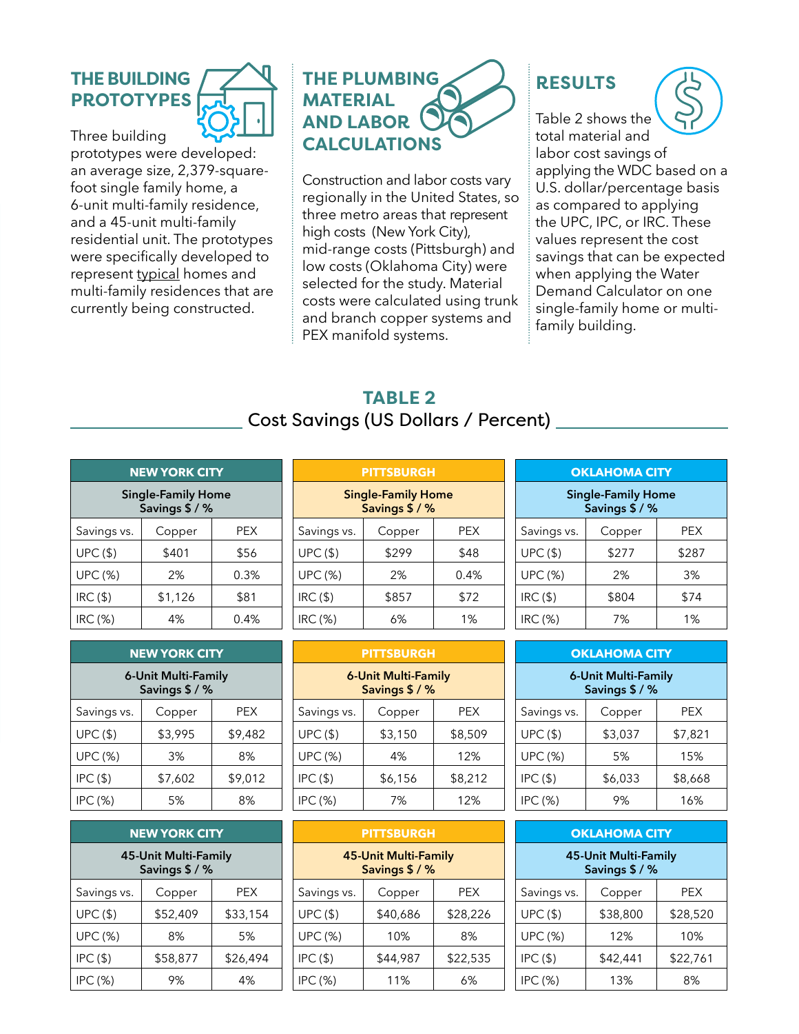## THE BUILDING PROTOTYPES

Three building prototypes were developed: an average size, 2,379-square-foot single family home, a 6-unit multi-family residence, and a 45-unit multi-family residential unit. The prototypes were specifically developed to represent typical homes and multi-family residences that are currently being constructed.

## THE PLUMBING MATERIAL AND LABOR CALCULATIONS

Construction and labor costs vary regionally in the United States, so three metro areas that represent high costs (New York City), mid-range costs (Pittsburgh) and low costs (Oklahoma City) were selected for the study. Material costs were calculated using trunk and branch copper systems and PEX manifold systems.

## RESULTS

Table 2 shows the total material and labor cost savings of applying the WDC based on a U.S. dollar/percentage basis as compared to applying the UPC, IPC, or IRC. These values represent the cost savings that can be expected when applying the Water Demand Calculator on one single-family home or multi-family building.

## TABLE 2
Cost Savings (US Dollars / Percent)

**NEW YORK CITY — Single-Family Home Savings $ / %**

| Savings vs. | Copper | PEX |
|---|---|---|
| UPC ($) | $401 | $56 |
| UPC (%) | 2% | 0.3% |
| IRC ($) | $1,126 | $81 |
| IRC (%) | 4% | 0.4% |

**PITTSBURGH — Single-Family Home Savings $ / %**

| Savings vs. | Copper | PEX |
|---|---|---|
| UPC ($) | $299 | $48 |
| UPC (%) | 2% | 0.4% |
| IRC ($) | $857 | $72 |
| IRC (%) | 6% | 1% |

**OKLAHOMA CITY — Single-Family Home Savings $ / %**

| Savings vs. | Copper | PEX |
|---|---|---|
| UPC ($) | $277 | $287 |
| UPC (%) | 2% | 3% |
| IRC ($) | $804 | $74 |
| IRC (%) | 7% | 1% |

**NEW YORK CITY — 6-Unit Multi-Family Savings $ / %**

| Savings vs. | Copper | PEX |
|---|---|---|
| UPC ($) | $3,995 | $9,482 |
| UPC (%) | 3% | 8% |
| IPC ($) | $7,602 | $9,012 |
| IPC (%) | 5% | 8% |

**PITTSBURGH — 6-Unit Multi-Family Savings $ / %**

| Savings vs. | Copper | PEX |
|---|---|---|
| UPC ($) | $3,150 | $8,509 |
| UPC (%) | 4% | 12% |
| IPC ($) | $6,156 | $8,212 |
| IPC (%) | 7% | 12% |

**OKLAHOMA CITY — 6-Unit Multi-Family Savings $ / %**

| Savings vs. | Copper | PEX |
|---|---|---|
| UPC ($) | $3,037 | $7,821 |
| UPC (%) | 5% | 15% |
| IPC ($) | $6,033 | $8,668 |
| IPC (%) | 9% | 16% |

**NEW YORK CITY — 45-Unit Multi-Family Savings $ / %**

| Savings vs. | Copper | PEX |
|---|---|---|
| UPC ($) | $52,409 | $33,154 |
| UPC (%) | 8% | 5% |
| IPC ($) | $58,877 | $26,494 |
| IPC (%) | 9% | 4% |

**PITTSBURGH — 45-Unit Multi-Family Savings $ / %**

| Savings vs. | Copper | PEX |
|---|---|---|
| UPC ($) | $40,686 | $28,226 |
| UPC (%) | 10% | 8% |
| IPC ($) | $44,987 | $22,535 |
| IPC (%) | 11% | 6% |

**OKLAHOMA CITY — 45-Unit Multi-Family Savings $ / %**

| Savings vs. | Copper | PEX |
|---|---|---|
| UPC ($) | $38,800 | $28,520 |
| UPC (%) | 12% | 10% |
| IPC ($) | $42,441 | $22,761 |
| IPC (%) | 13% | 8% |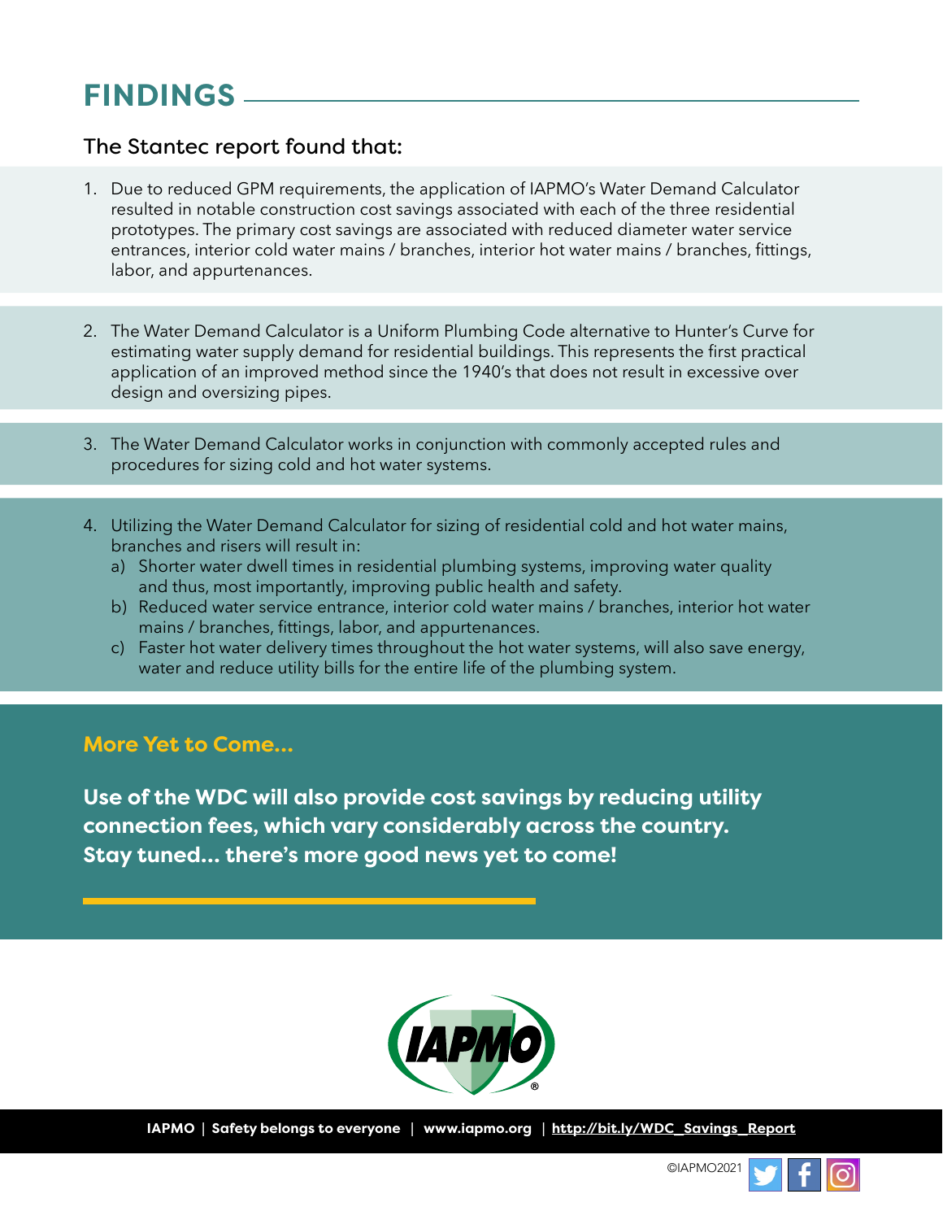## FINDINGS

The Stantec report found that:

1. Due to reduced GPM requirements, the application of IAPMO's Water Demand Calculator resulted in notable construction cost savings associated with each of the three residential prototypes. The primary cost savings are associated with reduced diameter water service entrances, interior cold water mains / branches, interior hot water mains / branches, fittings, labor, and appurtenances.

2. The Water Demand Calculator is a Uniform Plumbing Code alternative to Hunter's Curve for estimating water supply demand for residential buildings. This represents the first practical application of an improved method since the 1940's that does not result in excessive over design and oversizing pipes.

3. The Water Demand Calculator works in conjunction with commonly accepted rules and procedures for sizing cold and hot water systems.

4. Utilizing the Water Demand Calculator for sizing of residential cold and hot water mains, branches and risers will result in:
   a) Shorter water dwell times in residential plumbing systems, improving water quality and thus, most importantly, improving public health and safety.
   b) Reduced water service entrance, interior cold water mains / branches, interior hot water mains / branches, fittings, labor, and appurtenances.
   c) Faster hot water delivery times throughout the hot water systems, will also save energy, water and reduce utility bills for the entire life of the plumbing system.

### More Yet to Come...

**Use of the WDC will also provide cost savings by reducing utility connection fees, which vary considerably across the country. Stay tuned... there's more good news yet to come!**

**IAPMO | Safety belongs to everyone | www.iapmo.org | http://bit.ly/WDC_Savings_Report**

©IAPMO2021